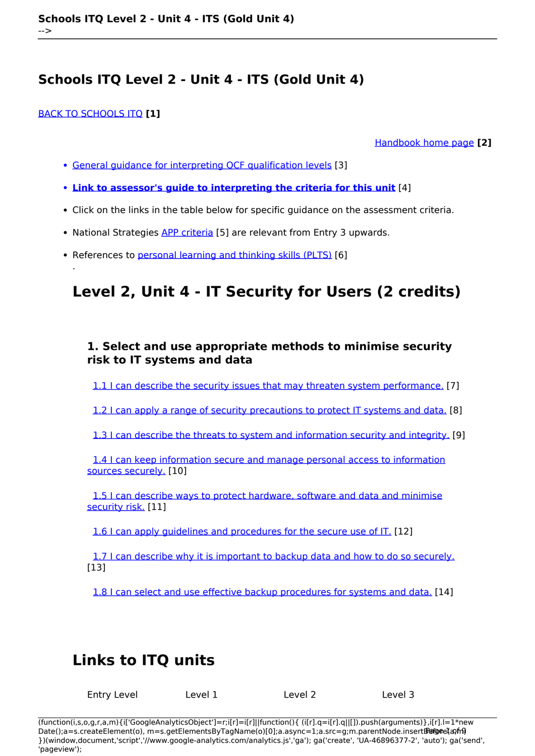# Schools ITQ Level 2 - Unit 4 - ITS (Gold Unit 4)

BACK TO SCHOOLS ITQ **[1]**

Handbook home page **[2]**

- General guidance for interpreting QCF qualification levels [3]
- **Link to assessor's guide to interpreting the criteria for this unit** [4]
- Click on the links in the table below for specific guidance on the assessment criteria.
- National Strategies APP criteria [5] are relevant from Entry 3 upwards.
- References to personal learning and thinking skills (PLTS) [6]

.

## Level 2, Unit 4 - IT Security for Users (2 credits)

### 1. Select and use appropriate methods to minimise security risk to IT systems and data

1.1 I can describe the security issues that may threaten system performance. [7]

1.2 I can apply a range of security precautions to protect IT systems and data. [8]

1.3 I can describe the threats to system and information security and integrity. [9]

1.4 I can keep information secure and manage personal access to information sources securely. [10]

1.5 I can describe ways to protect hardware, software and data and minimise security risk. [11]

1.6 I can apply guidelines and procedures for the secure use of IT. [12]

1.7 I can describe why it is important to backup data and how to do so securely. [13]

1.8 I can select and use effective backup procedures for systems and data. [14]

## Links to ITQ units

| Entry Level | Level 1 | Level 2 | Level 3 |
|---|---|---|---|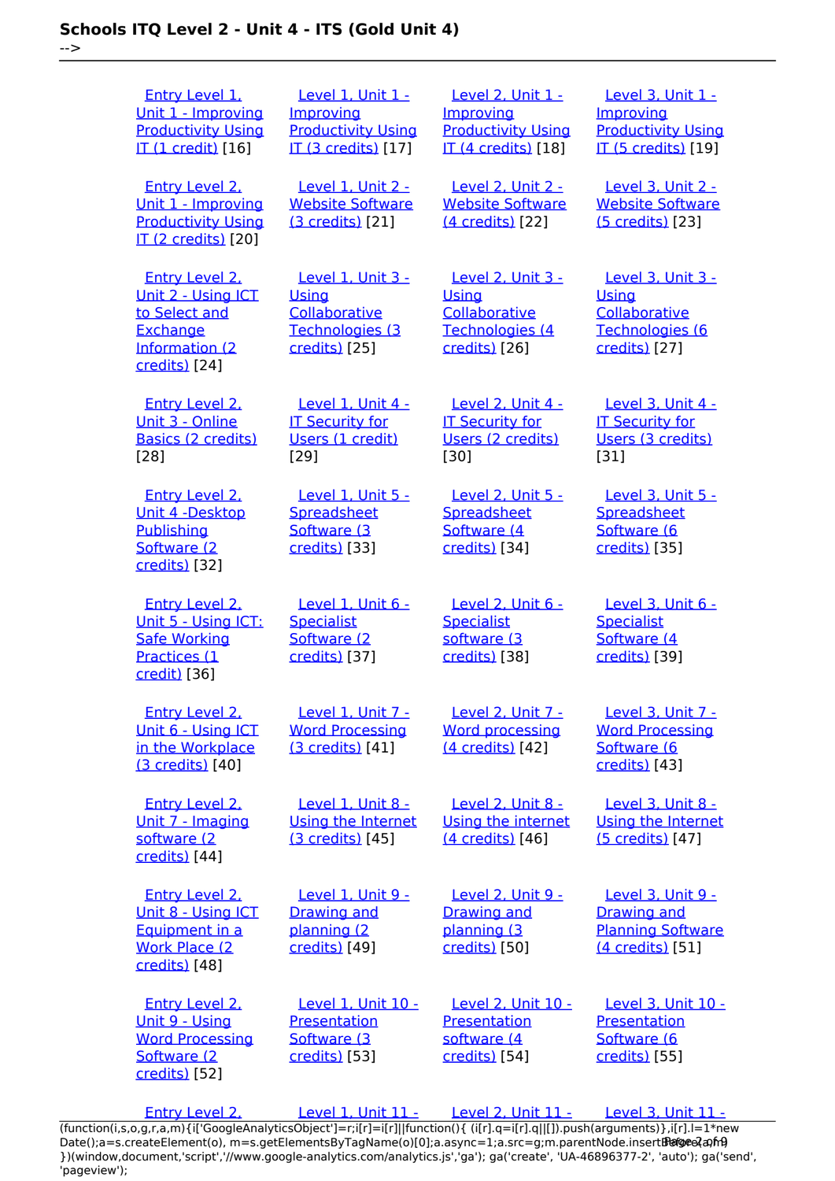| | | | |
|---|---|---|---|
| Entry Level 1, Unit 1 - Improving Productivity Using IT (1 credit) [16] | Level 1, Unit 1 - Improving Productivity Using IT (3 credits) [17] | Level 2, Unit 1 - Improving Productivity Using IT (4 credits) [18] | Level 3, Unit 1 - Improving Productivity Using IT (5 credits) [19] |
| Entry Level 2, Unit 1 - Improving Productivity Using IT (2 credits) [20] | Level 1, Unit 2 - Website Software (3 credits) [21] | Level 2, Unit 2 - Website Software (4 credits) [22] | Level 3, Unit 2 - Website Software (5 credits) [23] |
| Entry Level 2, Unit 2 - Using ICT to Select and Exchange Information (2 credits) [24] | Level 1, Unit 3 - Using Collaborative Technologies (3 credits) [25] | Level 2, Unit 3 - Using Collaborative Technologies (4 credits) [26] | Level 3, Unit 3 - Using Collaborative Technologies (6 credits) [27] |
| Entry Level 2, Unit 3 - Online Basics (2 credits) [28] | Level 1, Unit 4 - IT Security for Users (1 credit) [29] | Level 2, Unit 4 - IT Security for Users (2 credits) [30] | Level 3, Unit 4 - IT Security for Users (3 credits) [31] |
| Entry Level 2, Unit 4 -Desktop Publishing Software (2 credits) [32] | Level 1, Unit 5 - Spreadsheet Software (3 credits) [33] | Level 2, Unit 5 - Spreadsheet Software (4 credits) [34] | Level 3, Unit 5 - Spreadsheet Software (6 credits) [35] |
| Entry Level 2, Unit 5 - Using ICT: Safe Working Practices (1 credit) [36] | Level 1, Unit 6 - Specialist Software (2 credits) [37] | Level 2, Unit 6 - Specialist software (3 credits) [38] | Level 3, Unit 6 - Specialist Software (4 credits) [39] |
| Entry Level 2, Unit 6 - Using ICT in the Workplace (3 credits) [40] | Level 1, Unit 7 - Word Processing (3 credits) [41] | Level 2, Unit 7 - Word processing (4 credits) [42] | Level 3, Unit 7 - Word Processing Software (6 credits) [43] |
| Entry Level 2, Unit 7 - Imaging software (2 credits) [44] | Level 1, Unit 8 - Using the Internet (3 credits) [45] | Level 2, Unit 8 - Using the internet (4 credits) [46] | Level 3, Unit 8 - Using the Internet (5 credits) [47] |
| Entry Level 2, Unit 8 - Using ICT Equipment in a Work Place (2 credits) [48] | Level 1, Unit 9 - Drawing and planning (2 credits) [49] | Level 2, Unit 9 - Drawing and planning (3 credits) [50] | Level 3, Unit 9 - Drawing and Planning Software (4 credits) [51] |
| Entry Level 2, Unit 9 - Using Word Processing Software (2 credits) [52] | Level 1, Unit 10 - Presentation Software (3 credits) [53] | Level 2, Unit 10 - Presentation software (4 credits) [54] | Level 3, Unit 10 - Presentation Software (6 credits) [55] |
| Entry Level 2, | Level 1, Unit 11 - | Level 2, Unit 11 - | Level 3, Unit 11 - |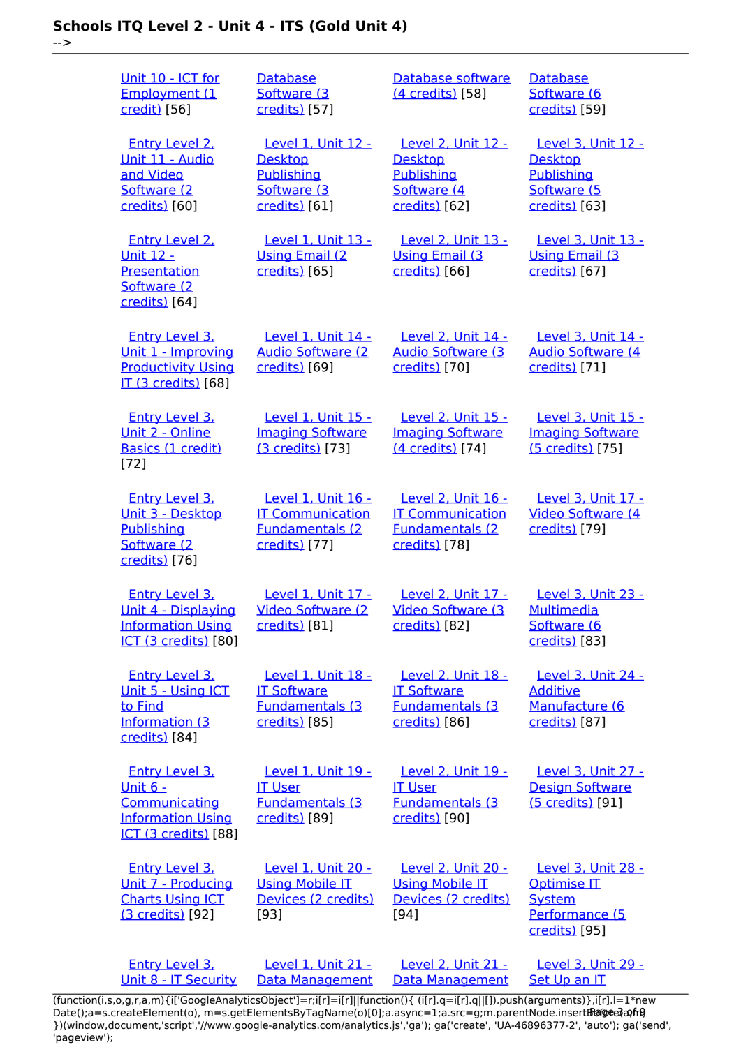| | | | |
|---|---|---|---|
| Unit 10 - ICT for Employment (1 credit) [56] | Database Software (3 credits) [57] | Database software (4 credits) [58] | Database Software (6 credits) [59] |
| Entry Level 2, Unit 11 - Audio and Video Software (2 credits) [60] | Level 1, Unit 12 - Desktop Publishing Software (3 credits) [61] | Level 2, Unit 12 - Desktop Publishing Software (4 credits) [62] | Level 3, Unit 12 - Desktop Publishing Software (5 credits) [63] |
| Entry Level 2, Unit 12 - Presentation Software (2 credits) [64] | Level 1, Unit 13 - Using Email (2 credits) [65] | Level 2, Unit 13 - Using Email (3 credits) [66] | Level 3, Unit 13 - Using Email (3 credits) [67] |
| Entry Level 3, Unit 1 - Improving Productivity Using IT (3 credits) [68] | Level 1, Unit 14 - Audio Software (2 credits) [69] | Level 2, Unit 14 - Audio Software (3 credits) [70] | Level 3, Unit 14 - Audio Software (4 credits) [71] |
| Entry Level 3, Unit 2 - Online Basics (1 credit) [72] | Level 1, Unit 15 - Imaging Software (3 credits) [73] | Level 2, Unit 15 - Imaging Software (4 credits) [74] | Level 3, Unit 15 - Imaging Software (5 credits) [75] |
| Entry Level 3, Unit 3 - Desktop Publishing Software (2 credits) [76] | Level 1, Unit 16 - IT Communication Fundamentals (2 credits) [77] | Level 2, Unit 16 - IT Communication Fundamentals (2 credits) [78] | Level 3, Unit 17 - Video Software (4 credits) [79] |
| Entry Level 3, Unit 4 - Displaying Information Using ICT (3 credits) [80] | Level 1, Unit 17 - Video Software (2 credits) [81] | Level 2, Unit 17 - Video Software (3 credits) [82] | Level 3, Unit 23 - Multimedia Software (6 credits) [83] |
| Entry Level 3, Unit 5 - Using ICT to Find Information (3 credits) [84] | Level 1, Unit 18 - IT Software Fundamentals (3 credits) [85] | Level 2, Unit 18 - IT Software Fundamentals (3 credits) [86] | Level 3, Unit 24 - Additive Manufacture (6 credits) [87] |
| Entry Level 3, Unit 6 - Communicating Information Using ICT (3 credits) [88] | Level 1, Unit 19 - IT User Fundamentals (3 credits) [89] | Level 2, Unit 19 - IT User Fundamentals (3 credits) [90] | Level 3, Unit 27 - Design Software (5 credits) [91] |
| Entry Level 3, Unit 7 - Producing Charts Using ICT (3 credits) [92] | Level 1, Unit 20 - Using Mobile IT Devices (2 credits) [93] | Level 2, Unit 20 - Using Mobile IT Devices (2 credits) [94] | Level 3, Unit 28 - Optimise IT System Performance (5 credits) [95] |
| Entry Level 3, Unit 8 - IT Security | Level 1, Unit 21 - Data Management | Level 2, Unit 21 - Data Management | Level 3, Unit 29 - Set Up an IT |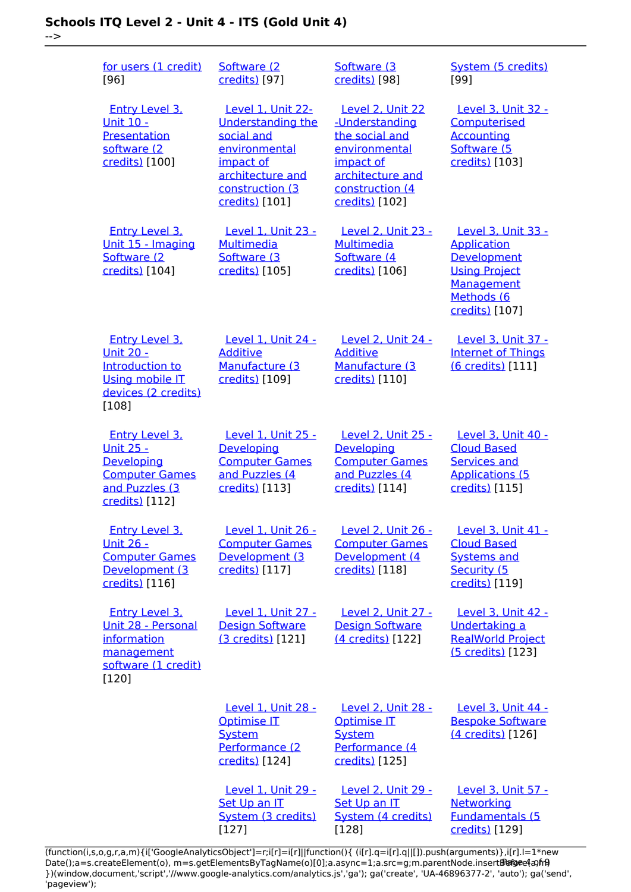| | | | |
|---|---|---|---|
| for users (1 credit) [96] | Software (2 credits) [97] | Software (3 credits) [98] | System (5 credits) [99] |
| Entry Level 3, Unit 10 - Presentation software (2 credits) [100] | Level 1, Unit 22- Understanding the social and environmental impact of architecture and construction (3 credits) [101] | Level 2, Unit 22 -Understanding the social and environmental impact of architecture and construction (4 credits) [102] | Level 3, Unit 32 - Computerised Accounting Software (5 credits) [103] |
| Entry Level 3, Unit 15 - Imaging Software (2 credits) [104] | Level 1, Unit 23 - Multimedia Software (3 credits) [105] | Level 2, Unit 23 - Multimedia Software (4 credits) [106] | Level 3, Unit 33 - Application Development Using Project Management Methods (6 credits) [107] |
| Entry Level 3, Unit 20 - Introduction to Using mobile IT devices (2 credits) [108] | Level 1, Unit 24 - Additive Manufacture (3 credits) [109] | Level 2, Unit 24 - Additive Manufacture (3 credits) [110] | Level 3, Unit 37 - Internet of Things (6 credits) [111] |
| Entry Level 3, Unit 25 - Developing Computer Games and Puzzles (3 credits) [112] | Level 1, Unit 25 - Developing Computer Games and Puzzles (4 credits) [113] | Level 2, Unit 25 - Developing Computer Games and Puzzles (4 credits) [114] | Level 3, Unit 40 - Cloud Based Services and Applications (5 credits) [115] |
| Entry Level 3, Unit 26 - Computer Games Development (3 credits) [116] | Level 1, Unit 26 - Computer Games Development (3 credits) [117] | Level 2, Unit 26 - Computer Games Development (4 credits) [118] | Level 3, Unit 41 - Cloud Based Systems and Security (5 credits) [119] |
| Entry Level 3, Unit 28 - Personal information management software (1 credit) [120] | Level 1, Unit 27 - Design Software (3 credits) [121] | Level 2, Unit 27 - Design Software (4 credits) [122] | Level 3, Unit 42 - Undertaking a RealWorld Project (5 credits) [123] |
| | Level 1, Unit 28 - Optimise IT System Performance (2 credits) [124] | Level 2, Unit 28 - Optimise IT System Performance (4 credits) [125] | Level 3, Unit 44 - Bespoke Software (4 credits) [126] |
| | Level 1, Unit 29 - Set Up an IT System (3 credits) [127] | Level 2, Unit 29 - Set Up an IT System (4 credits) [128] | Level 3, Unit 57 - Networking Fundamentals (5 credits) [129] |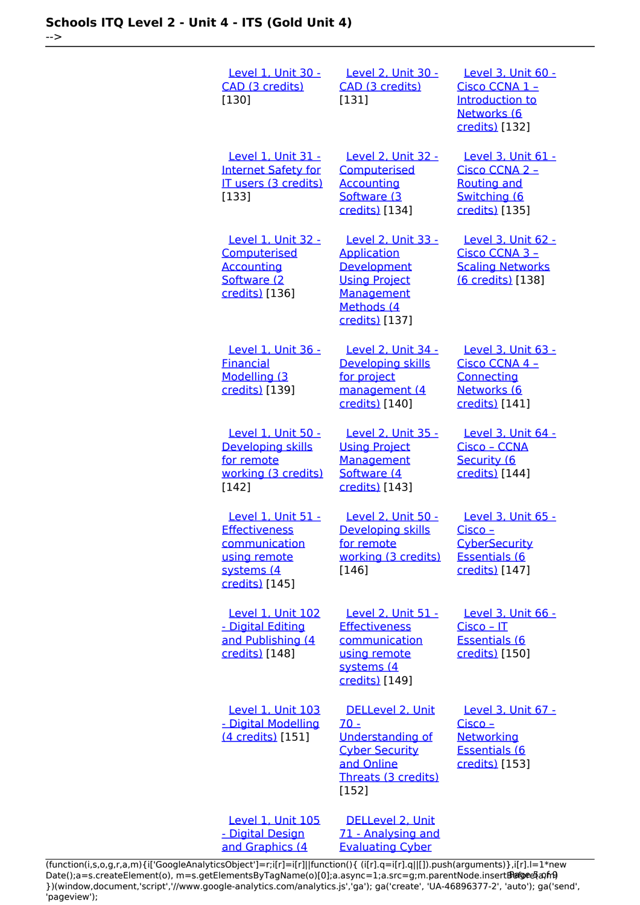| | | |
|---|---|---|
| Level 1, Unit 30 - CAD (3 credits) [130] | Level 2, Unit 30 - CAD (3 credits) [131] | Level 3, Unit 60 - Cisco CCNA 1 – Introduction to Networks (6 credits) [132] |
| Level 1, Unit 31 - Internet Safety for IT users (3 credits) [133] | Level 2, Unit 32 - Computerised Accounting Software (3 credits) [134] | Level 3, Unit 61 - Cisco CCNA 2 – Routing and Switching (6 credits) [135] |
| Level 1, Unit 32 - Computerised Accounting Software (2 credits) [136] | Level 2, Unit 33 - Application Development Using Project Management Methods (4 credits) [137] | Level 3, Unit 62 - Cisco CCNA 3 – Scaling Networks (6 credits) [138] |
| Level 1, Unit 36 - Financial Modelling (3 credits) [139] | Level 2, Unit 34 - Developing skills for project management (4 credits) [140] | Level 3, Unit 63 - Cisco CCNA 4 – Connecting Networks (6 credits) [141] |
| Level 1, Unit 50 - Developing skills for remote working (3 credits) [142] | Level 2, Unit 35 - Using Project Management Software (4 credits) [143] | Level 3, Unit 64 - Cisco – CCNA Security (6 credits) [144] |
| Level 1, Unit 51 - Effectiveness communication using remote systems (4 credits) [145] | Level 2, Unit 50 - Developing skills for remote working (3 credits) [146] | Level 3, Unit 65 - Cisco – CyberSecurity Essentials (6 credits) [147] |
| Level 1, Unit 102 - Digital Editing and Publishing (4 credits) [148] | Level 2, Unit 51 - Effectiveness communication using remote systems (4 credits) [149] | Level 3, Unit 66 - Cisco – IT Essentials (6 credits) [150] |
| Level 1, Unit 103 - Digital Modelling (4 credits) [151] | DELLevel 2, Unit 70 - Understanding of Cyber Security and Online Threats (3 credits) [152] | Level 3, Unit 67 - Cisco – Networking Essentials (6 credits) [153] |
| Level 1, Unit 105 - Digital Design and Graphics (4 | DELLevel 2, Unit 71 - Analysing and Evaluating Cyber | |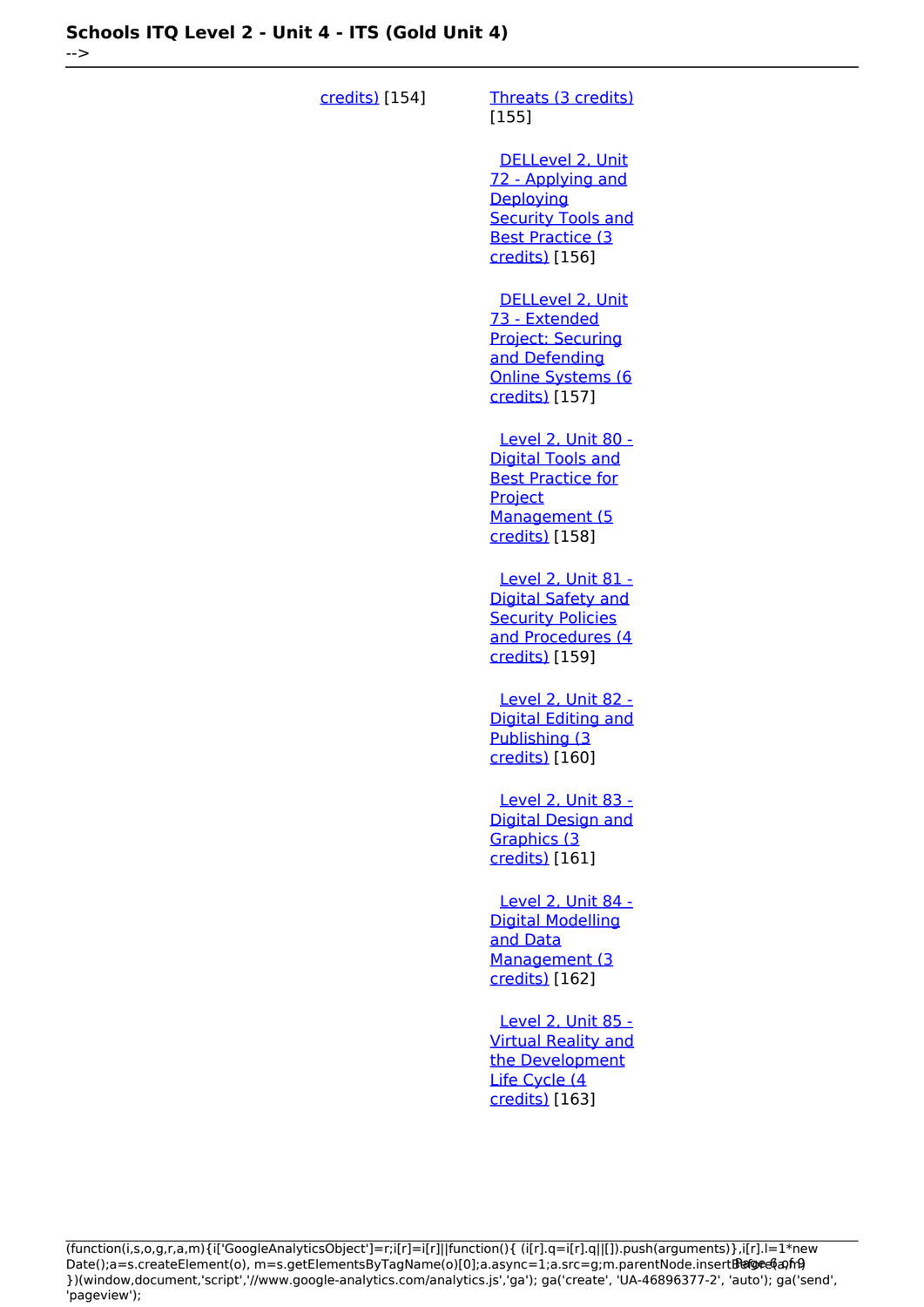credits) [154]

Threats (3 credits) [155]

DELLevel 2, Unit 72 - Applying and Deploying Security Tools and Best Practice (3 credits) [156]

DELLevel 2, Unit 73 - Extended Project: Securing and Defending Online Systems (6 credits) [157]

Level 2, Unit 80 - Digital Tools and Best Practice for Project Management (5 credits) [158]

Level 2, Unit 81 - Digital Safety and Security Policies and Procedures (4 credits) [159]

Level 2, Unit 82 - Digital Editing and Publishing (3 credits) [160]

Level 2, Unit 83 - Digital Design and Graphics (3 credits) [161]

Level 2, Unit 84 - Digital Modelling and Data Management (3 credits) [162]

Level 2, Unit 85 - Virtual Reality and the Development Life Cycle (4 credits) [163]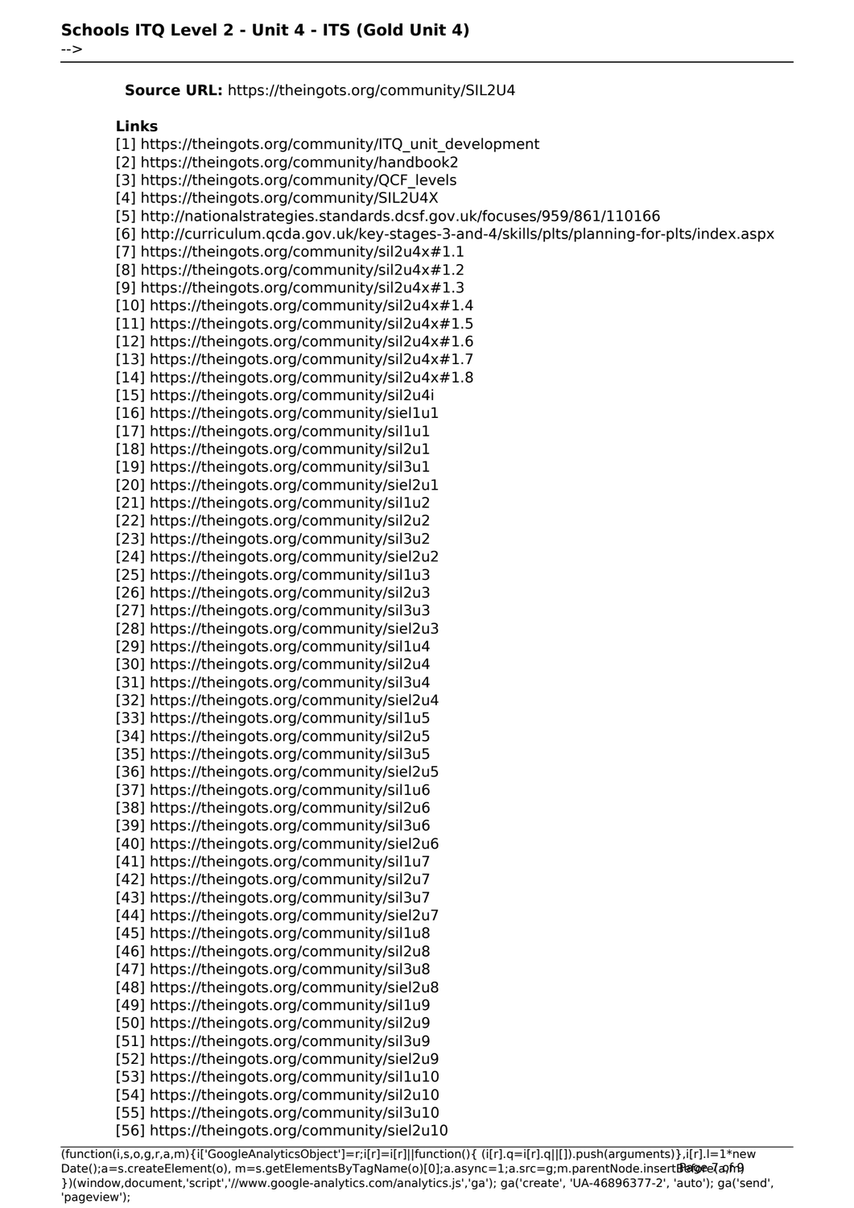**Source URL:** https://theingots.org/community/SIL2U4

**Links**

[1] https://theingots.org/community/ITQ_unit_development
[2] https://theingots.org/community/handbook2
[3] https://theingots.org/community/QCF_levels
[4] https://theingots.org/community/SIL2U4X
[5] http://nationalstrategies.standards.dcsf.gov.uk/focuses/959/861/110166
[6] http://curriculum.qcda.gov.uk/key-stages-3-and-4/skills/plts/planning-for-plts/index.aspx
[7] https://theingots.org/community/sil2u4x#1.1
[8] https://theingots.org/community/sil2u4x#1.2
[9] https://theingots.org/community/sil2u4x#1.3
[10] https://theingots.org/community/sil2u4x#1.4
[11] https://theingots.org/community/sil2u4x#1.5
[12] https://theingots.org/community/sil2u4x#1.6
[13] https://theingots.org/community/sil2u4x#1.7
[14] https://theingots.org/community/sil2u4x#1.8
[15] https://theingots.org/community/sil2u4i
[16] https://theingots.org/community/siel1u1
[17] https://theingots.org/community/sil1u1
[18] https://theingots.org/community/sil2u1
[19] https://theingots.org/community/sil3u1
[20] https://theingots.org/community/siel2u1
[21] https://theingots.org/community/sil1u2
[22] https://theingots.org/community/sil2u2
[23] https://theingots.org/community/sil3u2
[24] https://theingots.org/community/siel2u2
[25] https://theingots.org/community/sil1u3
[26] https://theingots.org/community/sil2u3
[27] https://theingots.org/community/sil3u3
[28] https://theingots.org/community/siel2u3
[29] https://theingots.org/community/sil1u4
[30] https://theingots.org/community/sil2u4
[31] https://theingots.org/community/sil3u4
[32] https://theingots.org/community/siel2u4
[33] https://theingots.org/community/sil1u5
[34] https://theingots.org/community/sil2u5
[35] https://theingots.org/community/sil3u5
[36] https://theingots.org/community/siel2u5
[37] https://theingots.org/community/sil1u6
[38] https://theingots.org/community/sil2u6
[39] https://theingots.org/community/sil3u6
[40] https://theingots.org/community/siel2u6
[41] https://theingots.org/community/sil1u7
[42] https://theingots.org/community/sil2u7
[43] https://theingots.org/community/sil3u7
[44] https://theingots.org/community/siel2u7
[45] https://theingots.org/community/sil1u8
[46] https://theingots.org/community/sil2u8
[47] https://theingots.org/community/sil3u8
[48] https://theingots.org/community/siel2u8
[49] https://theingots.org/community/sil1u9
[50] https://theingots.org/community/sil2u9
[51] https://theingots.org/community/sil3u9
[52] https://theingots.org/community/siel2u9
[53] https://theingots.org/community/sil1u10
[54] https://theingots.org/community/sil2u10
[55] https://theingots.org/community/sil3u10
[56] https://theingots.org/community/siel2u10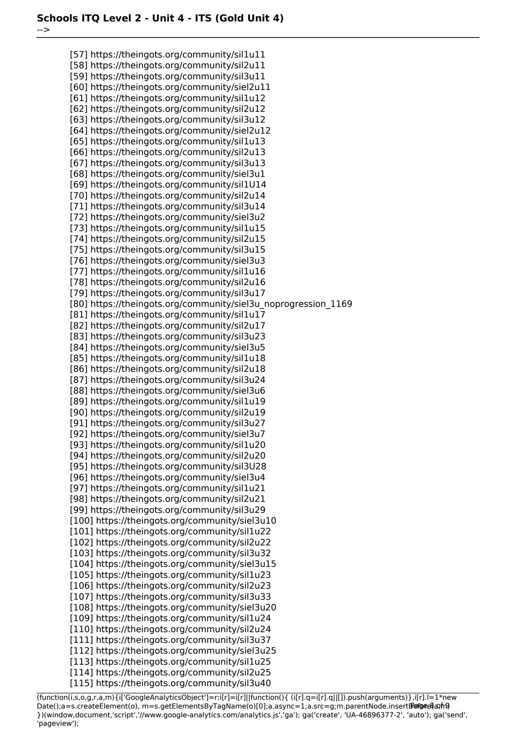[57] https://theingots.org/community/sil1u11
[58] https://theingots.org/community/sil2u11
[59] https://theingots.org/community/sil3u11
[60] https://theingots.org/community/siel2u11
[61] https://theingots.org/community/sil1u12
[62] https://theingots.org/community/sil2u12
[63] https://theingots.org/community/sil3u12
[64] https://theingots.org/community/siel2u12
[65] https://theingots.org/community/sil1u13
[66] https://theingots.org/community/sil2u13
[67] https://theingots.org/community/sil3u13
[68] https://theingots.org/community/siel3u1
[69] https://theingots.org/community/sil1U14
[70] https://theingots.org/community/sil2u14
[71] https://theingots.org/community/sil3u14
[72] https://theingots.org/community/siel3u2
[73] https://theingots.org/community/sil1u15
[74] https://theingots.org/community/sil2u15
[75] https://theingots.org/community/sil3u15
[76] https://theingots.org/community/siel3u3
[77] https://theingots.org/community/sil1u16
[78] https://theingots.org/community/sil2u16
[79] https://theingots.org/community/sil3u17
[80] https://theingots.org/community/siel3u_noprogression_1169
[81] https://theingots.org/community/sil1u17
[82] https://theingots.org/community/sil2u17
[83] https://theingots.org/community/sil3u23
[84] https://theingots.org/community/siel3u5
[85] https://theingots.org/community/sil1u18
[86] https://theingots.org/community/sil2u18
[87] https://theingots.org/community/sil3u24
[88] https://theingots.org/community/siel3u6
[89] https://theingots.org/community/sil1u19
[90] https://theingots.org/community/sil2u19
[91] https://theingots.org/community/sil3u27
[92] https://theingots.org/community/siel3u7
[93] https://theingots.org/community/sil1u20
[94] https://theingots.org/community/sil2u20
[95] https://theingots.org/community/sil3U28
[96] https://theingots.org/community/siel3u4
[97] https://theingots.org/community/sil1u21
[98] https://theingots.org/community/sil2u21
[99] https://theingots.org/community/sil3u29
[100] https://theingots.org/community/siel3u10
[101] https://theingots.org/community/sil1u22
[102] https://theingots.org/community/sil2u22
[103] https://theingots.org/community/sil3u32
[104] https://theingots.org/community/siel3u15
[105] https://theingots.org/community/sil1u23
[106] https://theingots.org/community/sil2u23
[107] https://theingots.org/community/sil3u33
[108] https://theingots.org/community/siel3u20
[109] https://theingots.org/community/sil1u24
[110] https://theingots.org/community/sil2u24
[111] https://theingots.org/community/sil3u37
[112] https://theingots.org/community/siel3u25
[113] https://theingots.org/community/sil1u25
[114] https://theingots.org/community/sil2u25
[115] https://theingots.org/community/sil3u40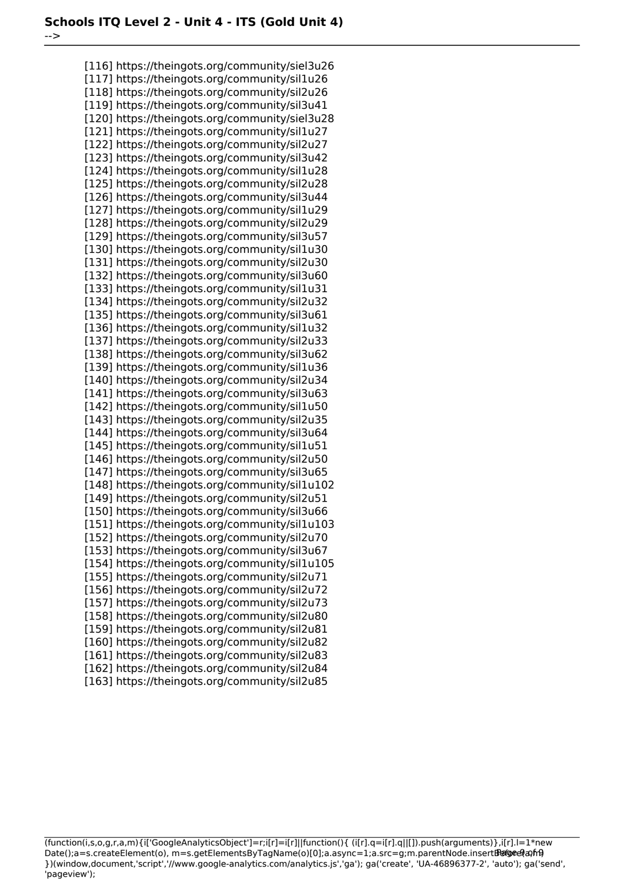[116] https://theingots.org/community/siel3u26
[117] https://theingots.org/community/sil1u26
[118] https://theingots.org/community/sil2u26
[119] https://theingots.org/community/sil3u41
[120] https://theingots.org/community/siel3u28
[121] https://theingots.org/community/sil1u27
[122] https://theingots.org/community/sil2u27
[123] https://theingots.org/community/sil3u42
[124] https://theingots.org/community/sil1u28
[125] https://theingots.org/community/sil2u28
[126] https://theingots.org/community/sil3u44
[127] https://theingots.org/community/sil1u29
[128] https://theingots.org/community/sil2u29
[129] https://theingots.org/community/sil3u57
[130] https://theingots.org/community/sil1u30
[131] https://theingots.org/community/sil2u30
[132] https://theingots.org/community/sil3u60
[133] https://theingots.org/community/sil1u31
[134] https://theingots.org/community/sil2u32
[135] https://theingots.org/community/sil3u61
[136] https://theingots.org/community/sil1u32
[137] https://theingots.org/community/sil2u33
[138] https://theingots.org/community/sil3u62
[139] https://theingots.org/community/sil1u36
[140] https://theingots.org/community/sil2u34
[141] https://theingots.org/community/sil3u63
[142] https://theingots.org/community/sil1u50
[143] https://theingots.org/community/sil2u35
[144] https://theingots.org/community/sil3u64
[145] https://theingots.org/community/sil1u51
[146] https://theingots.org/community/sil2u50
[147] https://theingots.org/community/sil3u65
[148] https://theingots.org/community/sil1u102
[149] https://theingots.org/community/sil2u51
[150] https://theingots.org/community/sil3u66
[151] https://theingots.org/community/sil1u103
[152] https://theingots.org/community/sil2u70
[153] https://theingots.org/community/sil3u67
[154] https://theingots.org/community/sil1u105
[155] https://theingots.org/community/sil2u71
[156] https://theingots.org/community/sil2u72
[157] https://theingots.org/community/sil2u73
[158] https://theingots.org/community/sil2u80
[159] https://theingots.org/community/sil2u81
[160] https://theingots.org/community/sil2u82
[161] https://theingots.org/community/sil2u83
[162] https://theingots.org/community/sil2u84
[163] https://theingots.org/community/sil2u85